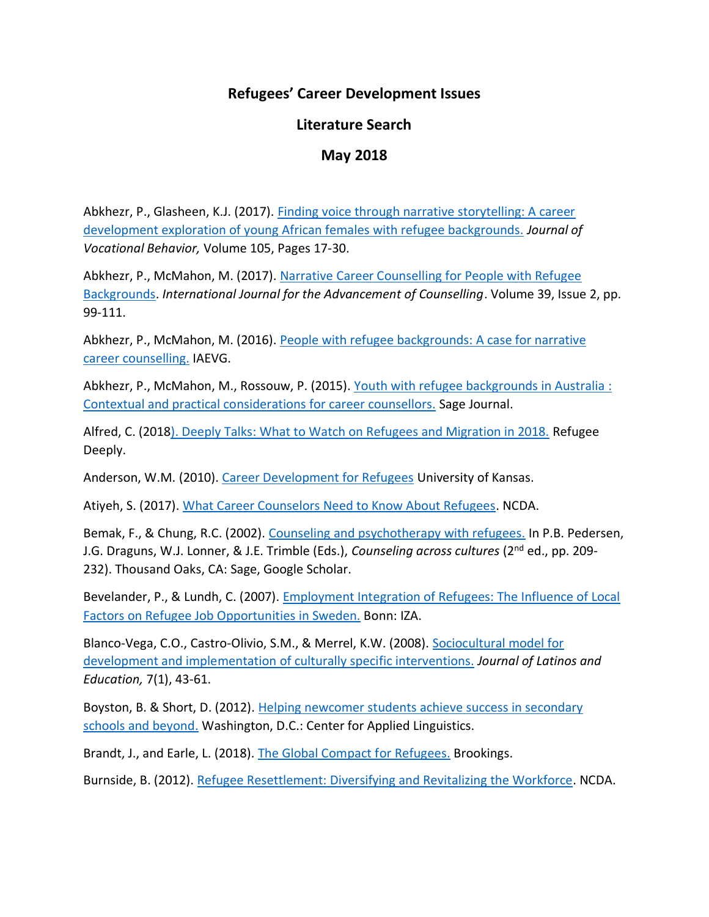# Refugees' Career Development Issues

## Literature Search

## May 2018

Abkhezr, P., Glasheen, K.J. (2017). Finding voice through narrative storytelling: A career development exploration of young African females with refugee backgrounds. *Journal of Vocational Behavior,* Volume 105, Pages 17-30.

Abkhezr, P., McMahon, M. (2017). Narrative Career Counselling for People with Refugee Backgrounds. *International Journal for the Advancement of Counselling*. Volume 39, Issue 2, pp. 99-111.

Abkhezr, P., McMahon, M. (2016). People with refugee backgrounds: A case for narrative career counselling. IAEVG.

Abkhezr, P., McMahon, M., Rossouw, P. (2015). Youth with refugee backgrounds in Australia : Contextual and practical considerations for career counsellors. Sage Journal.

Alfred, C. (2018). Deeply Talks: What to Watch on Refugees and Migration in 2018. Refugee Deeply.

Anderson, W.M. (2010). Career Development for Refugees University of Kansas.

Atiyeh, S. (2017). What Career Counselors Need to Know About Refugees. NCDA.

Bemak, F., & Chung, R.C. (2002). Counseling and psychotherapy with refugees. In P.B. Pedersen, J.G. Draguns, W.J. Lonner, & J.E. Trimble (Eds.), *Counseling across cultures* (2nd ed., pp. 209-232). Thousand Oaks, CA: Sage, Google Scholar.

Bevelander, P., & Lundh, C. (2007). Employment Integration of Refugees: The Influence of Local Factors on Refugee Job Opportunities in Sweden. Bonn: IZA.

Blanco-Vega, C.O., Castro-Olivio, S.M., & Merrel, K.W. (2008). Sociocultural model for development and implementation of culturally specific interventions. *Journal of Latinos and Education,* 7(1), 43-61.

Boyston, B. & Short, D. (2012). Helping newcomer students achieve success in secondary schools and beyond. Washington, D.C.: Center for Applied Linguistics.

Brandt, J., and Earle, L. (2018). The Global Compact for Refugees. Brookings.

Burnside, B. (2012). Refugee Resettlement: Diversifying and Revitalizing the Workforce. NCDA.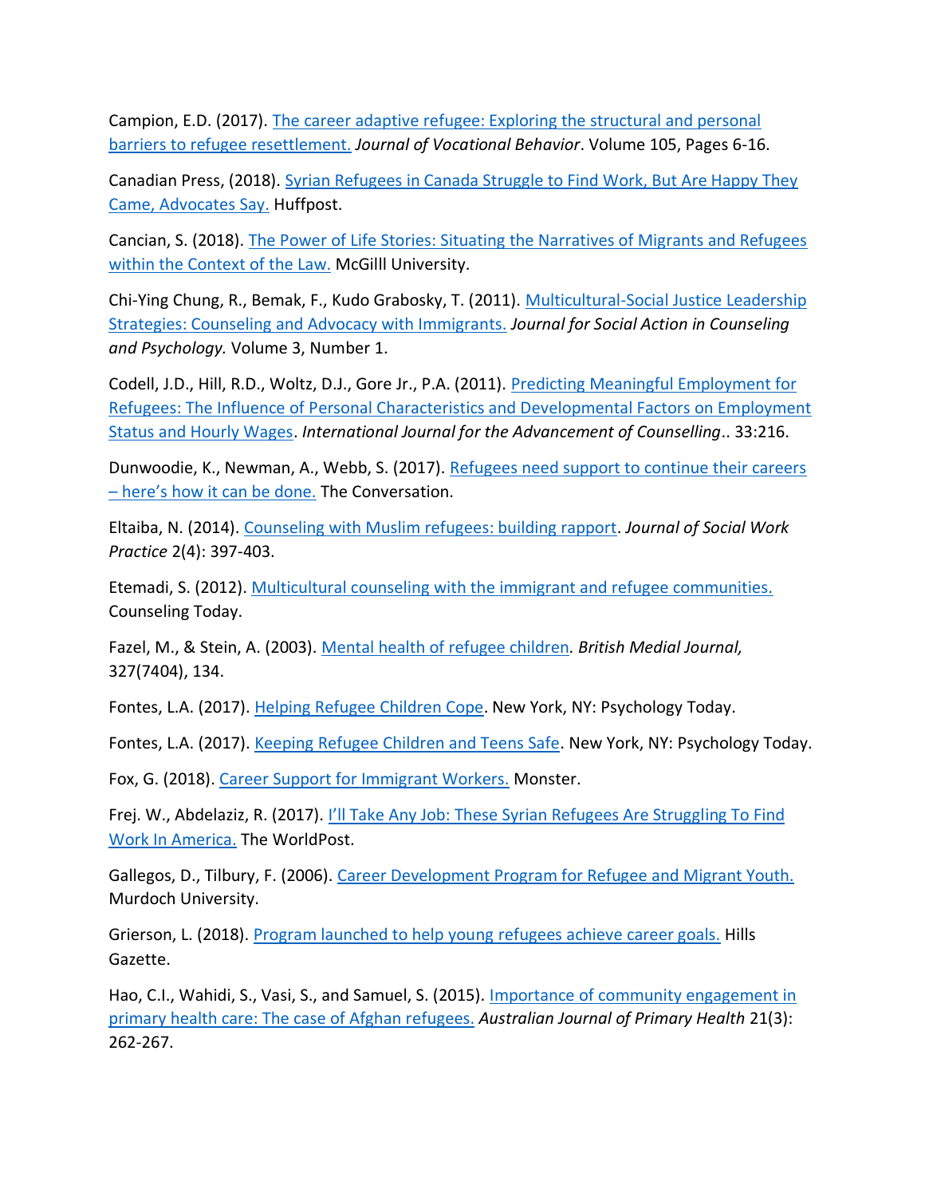Campion, E.D. (2017). [The career adaptive refugee: Exploring the structural and personal barriers to refugee resettlement.]() *Journal of Vocational Behavior*. Volume 105, Pages 6-16.

Canadian Press, (2018). [Syrian Refugees in Canada Struggle to Find Work, But Are Happy They Came, Advocates Say.]() Huffpost.

Cancian, S. (2018). [The Power of Life Stories: Situating the Narratives of Migrants and Refugees within the Context of the Law.]() McGilll University.

Chi-Ying Chung, R., Bemak, F., Kudo Grabosky, T. (2011). [Multicultural-Social Justice Leadership Strategies: Counseling and Advocacy with Immigrants.]() *Journal for Social Action in Counseling and Psychology.* Volume 3, Number 1.

Codell, J.D., Hill, R.D., Woltz, D.J., Gore Jr., P.A. (2011). [Predicting Meaningful Employment for Refugees: The Influence of Personal Characteristics and Developmental Factors on Employment Status and Hourly Wages](). *International Journal for the Advancement of Counselling*.. 33:216.

Dunwoodie, K., Newman, A., Webb, S. (2017). [Refugees need support to continue their careers – here's how it can be done.]() The Conversation.

Eltaiba, N. (2014). [Counseling with Muslim refugees: building rapport](). *Journal of Social Work Practice* 2(4): 397-403.

Etemadi, S. (2012). [Multicultural counseling with the immigrant and refugee communities.]() Counseling Today.

Fazel, M., & Stein, A. (2003). [Mental health of refugee children](). *British Medial Journal,* 327(7404), 134.

Fontes, L.A. (2017). [Helping Refugee Children Cope](). New York, NY: Psychology Today.

Fontes, L.A. (2017). [Keeping Refugee Children and Teens Safe](). New York, NY: Psychology Today.

Fox, G. (2018). [Career Support for Immigrant Workers.]() Monster.

Frej. W., Abdelaziz, R. (2017). [I'll Take Any Job: These Syrian Refugees Are Struggling To Find Work In America.]() The WorldPost.

Gallegos, D., Tilbury, F. (2006). [Career Development Program for Refugee and Migrant Youth.]() Murdoch University.

Grierson, L. (2018). [Program launched to help young refugees achieve career goals.]() Hills Gazette.

Hao, C.I., Wahidi, S., Vasi, S., and Samuel, S. (2015). [Importance of community engagement in primary health care: The case of Afghan refugees.]() *Australian Journal of Primary Health* 21(3): 262-267.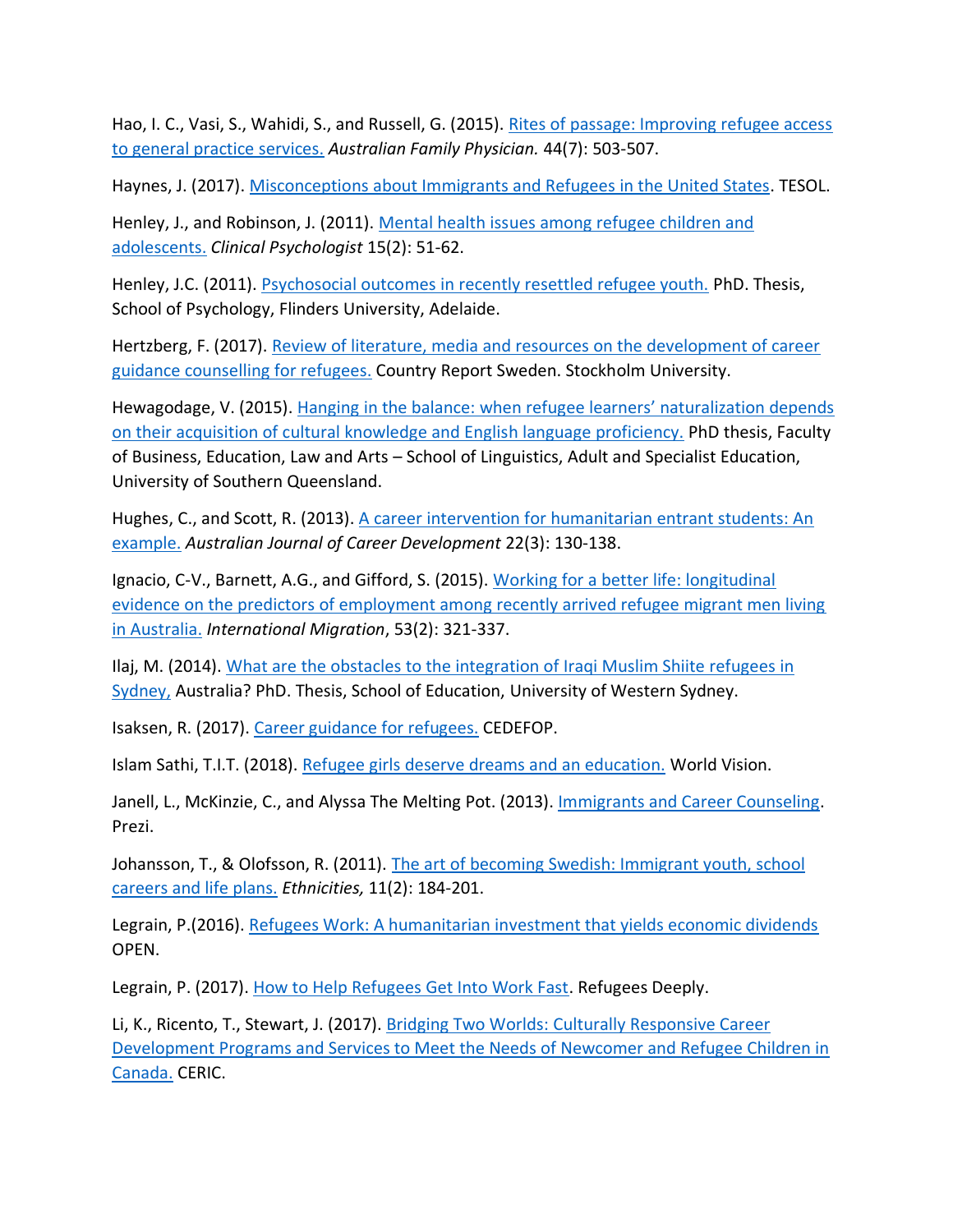Hao, I. C., Vasi, S., Wahidi, S., and Russell, G. (2015). Rites of passage: Improving refugee access to general practice services. *Australian Family Physician.* 44(7): 503-507.

Haynes, J. (2017). Misconceptions about Immigrants and Refugees in the United States. TESOL.

Henley, J., and Robinson, J. (2011). Mental health issues among refugee children and adolescents. *Clinical Psychologist* 15(2): 51-62.

Henley, J.C. (2011). Psychosocial outcomes in recently resettled refugee youth. PhD. Thesis, School of Psychology, Flinders University, Adelaide.

Hertzberg, F. (2017). Review of literature, media and resources on the development of career guidance counselling for refugees. Country Report Sweden. Stockholm University.

Hewagodage, V. (2015). Hanging in the balance: when refugee learners' naturalization depends on their acquisition of cultural knowledge and English language proficiency. PhD thesis, Faculty of Business, Education, Law and Arts – School of Linguistics, Adult and Specialist Education, University of Southern Queensland.

Hughes, C., and Scott, R. (2013). A career intervention for humanitarian entrant students: An example. *Australian Journal of Career Development* 22(3): 130-138.

Ignacio, C-V., Barnett, A.G., and Gifford, S. (2015). Working for a better life: longitudinal evidence on the predictors of employment among recently arrived refugee migrant men living in Australia. *International Migration*, 53(2): 321-337.

Ilaj, M. (2014). What are the obstacles to the integration of Iraqi Muslim Shiite refugees in Sydney, Australia? PhD. Thesis, School of Education, University of Western Sydney.

Isaksen, R. (2017). Career guidance for refugees. CEDEFOP.

Islam Sathi, T.I.T. (2018). Refugee girls deserve dreams and an education. World Vision.

Janell, L., McKinzie, C., and Alyssa The Melting Pot. (2013). Immigrants and Career Counseling. Prezi.

Johansson, T., & Olofsson, R. (2011). The art of becoming Swedish: Immigrant youth, school careers and life plans. *Ethnicities,* 11(2): 184-201.

Legrain, P.(2016). Refugees Work: A humanitarian investment that yields economic dividends OPEN.

Legrain, P. (2017). How to Help Refugees Get Into Work Fast. Refugees Deeply.

Li, K., Ricento, T., Stewart, J. (2017). Bridging Two Worlds: Culturally Responsive Career Development Programs and Services to Meet the Needs of Newcomer and Refugee Children in Canada. CERIC.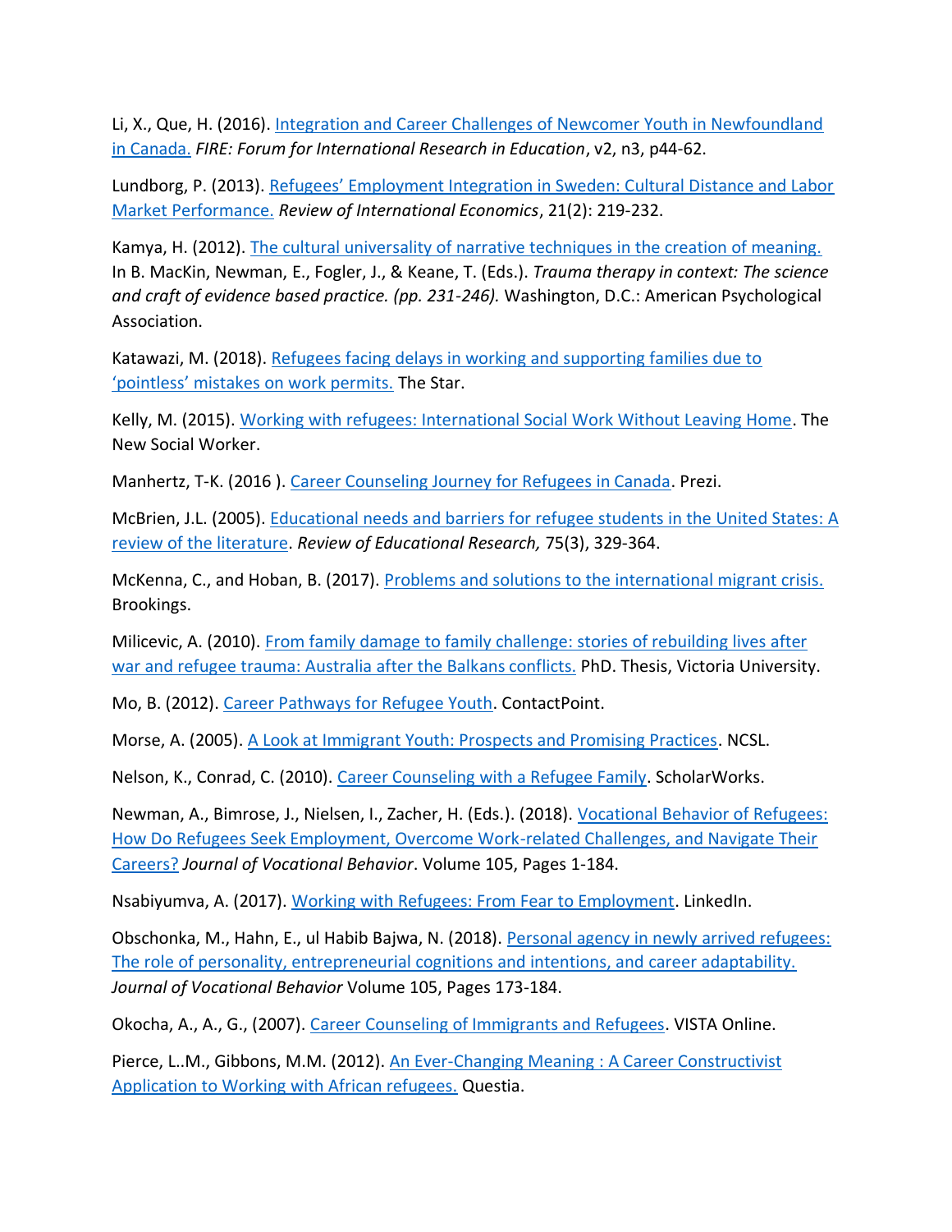Li, X., Que, H. (2016). [Integration and Career Challenges of Newcomer Youth in Newfoundland in Canada.] *FIRE: Forum for International Research in Education*, v2, n3, p44-62.

Lundborg, P. (2013). [Refugees' Employment Integration in Sweden: Cultural Distance and Labor Market Performance.] *Review of International Economics*, 21(2): 219-232.

Kamya, H. (2012). [The cultural universality of narrative techniques in the creation of meaning.] In B. MacKin, Newman, E., Fogler, J., & Keane, T. (Eds.). *Trauma therapy in context: The science and craft of evidence based practice. (pp. 231-246).* Washington, D.C.: American Psychological Association.

Katawazi, M. (2018). [Refugees facing delays in working and supporting families due to 'pointless' mistakes on work permits.] The Star.

Kelly, M. (2015). [Working with refugees: International Social Work Without Leaving Home]. The New Social Worker.

Manhertz, T-K. (2016 ). [Career Counseling Journey for Refugees in Canada]. Prezi.

McBrien, J.L. (2005). [Educational needs and barriers for refugee students in the United States: A review of the literature]. *Review of Educational Research,* 75(3), 329-364.

McKenna, C., and Hoban, B. (2017). [Problems and solutions to the international migrant crisis.] Brookings.

Milicevic, A. (2010). [From family damage to family challenge: stories of rebuilding lives after war and refugee trauma: Australia after the Balkans conflicts.] PhD. Thesis, Victoria University.

Mo, B. (2012). [Career Pathways for Refugee Youth]. ContactPoint.

Morse, A. (2005). [A Look at Immigrant Youth: Prospects and Promising Practices]. NCSL.

Nelson, K., Conrad, C. (2010). [Career Counseling with a Refugee Family]. ScholarWorks.

Newman, A., Bimrose, J., Nielsen, I., Zacher, H. (Eds.). (2018). [Vocational Behavior of Refugees: How Do Refugees Seek Employment, Overcome Work-related Challenges, and Navigate Their Careers?] *Journal of Vocational Behavior*. Volume 105, Pages 1-184.

Nsabiyumva, A. (2017). [Working with Refugees: From Fear to Employment]. LinkedIn.

Obschonka, M., Hahn, E., ul Habib Bajwa, N. (2018). [Personal agency in newly arrived refugees: The role of personality, entrepreneurial cognitions and intentions, and career adaptability.] *Journal of Vocational Behavior* Volume 105, Pages 173-184.

Okocha, A., A., G., (2007). [Career Counseling of Immigrants and Refugees]. VISTA Online.

Pierce, L..M., Gibbons, M.M. (2012). [An Ever-Changing Meaning : A Career Constructivist Application to Working with African refugees.] Questia.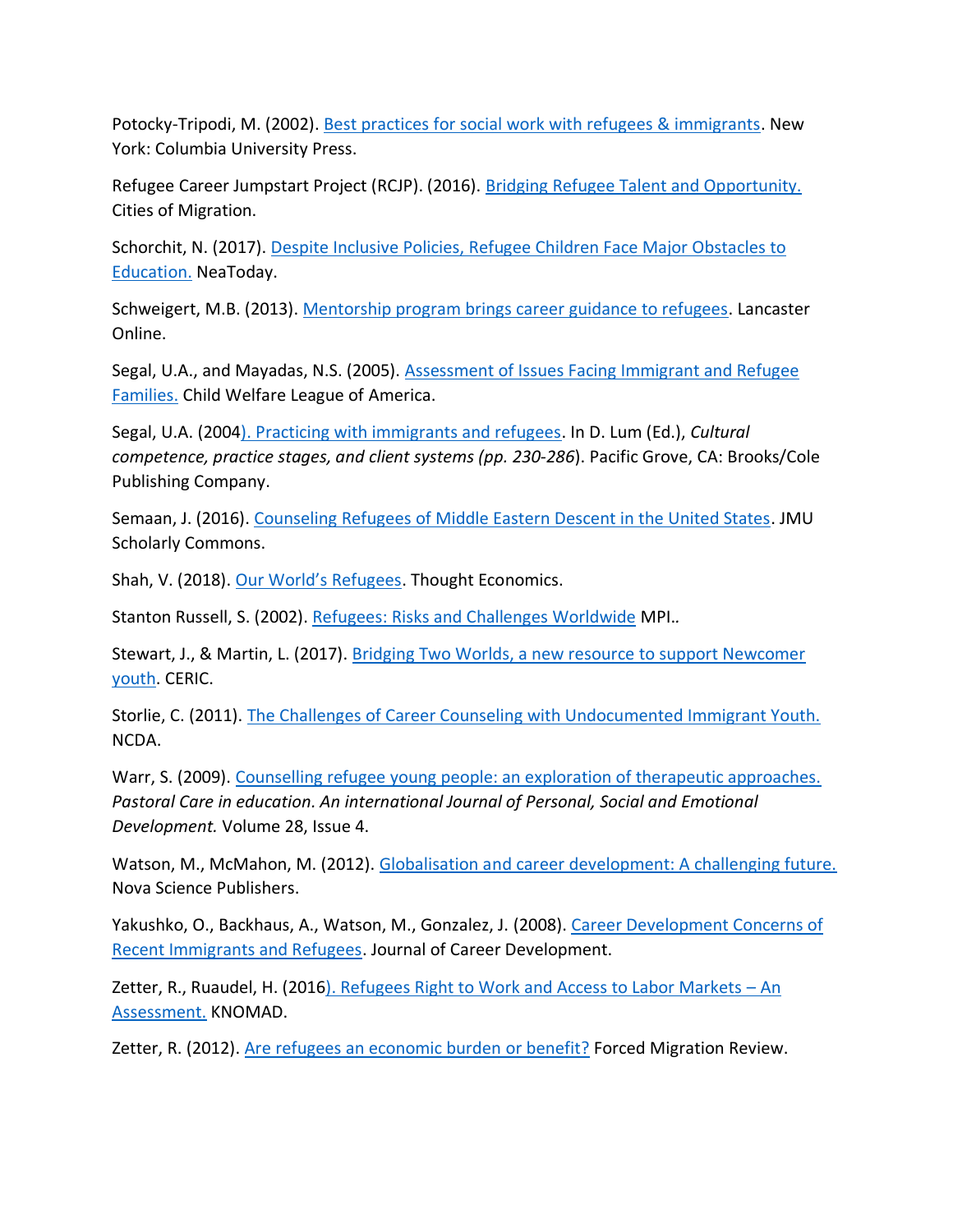Potocky-Tripodi, M. (2002). Best practices for social work with refugees & immigrants. New York: Columbia University Press.

Refugee Career Jumpstart Project (RCJP). (2016). Bridging Refugee Talent and Opportunity. Cities of Migration.

Schorchit, N. (2017). Despite Inclusive Policies, Refugee Children Face Major Obstacles to Education. NeaToday.

Schweigert, M.B. (2013). Mentorship program brings career guidance to refugees. Lancaster Online.

Segal, U.A., and Mayadas, N.S. (2005). Assessment of Issues Facing Immigrant and Refugee Families. Child Welfare League of America.

Segal, U.A. (2004). Practicing with immigrants and refugees. In D. Lum (Ed.), *Cultural competence, practice stages, and client systems (pp. 230-286*). Pacific Grove, CA: Brooks/Cole Publishing Company.

Semaan, J. (2016). Counseling Refugees of Middle Eastern Descent in the United States. JMU Scholarly Commons.

Shah, V. (2018). Our World's Refugees. Thought Economics.

Stanton Russell, S. (2002). Refugees: Risks and Challenges Worldwide MPI..

Stewart, J., & Martin, L. (2017). Bridging Two Worlds, a new resource to support Newcomer youth. CERIC.

Storlie, C. (2011). The Challenges of Career Counseling with Undocumented Immigrant Youth. NCDA.

Warr, S. (2009). Counselling refugee young people: an exploration of therapeutic approaches. *Pastoral Care in education. An international Journal of Personal, Social and Emotional Development.* Volume 28, Issue 4.

Watson, M., McMahon, M. (2012). Globalisation and career development: A challenging future. Nova Science Publishers.

Yakushko, O., Backhaus, A., Watson, M., Gonzalez, J. (2008). Career Development Concerns of Recent Immigrants and Refugees. Journal of Career Development.

Zetter, R., Ruaudel, H. (2016). Refugees Right to Work and Access to Labor Markets – An Assessment. KNOMAD.

Zetter, R. (2012). Are refugees an economic burden or benefit? Forced Migration Review.